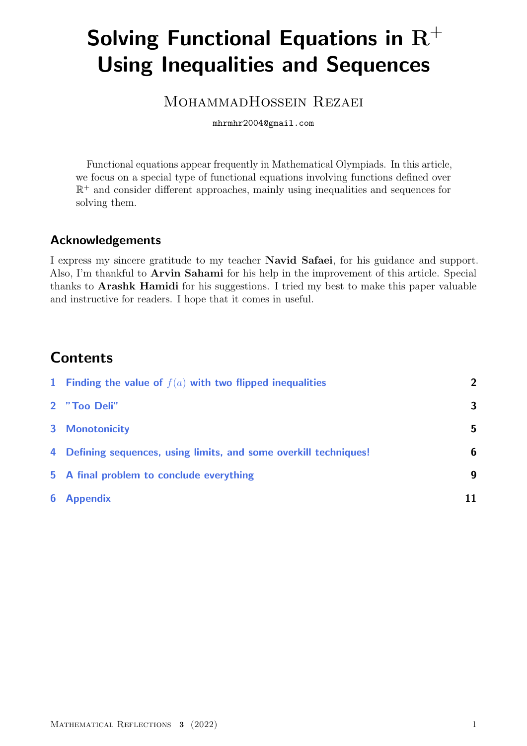# Solving Functional Equations in $\mathbb{R}^+$ Using Inequalities and Sequences

MohammadHossein Rezaei

mhrmhr2004@gmail.com

Functional equations appear frequently in Mathematical Olympiads. In this article, we focus on a special type of functional equations involving functions defined over $\mathbb{R}^+$ and consider different approaches, mainly using inequalities and sequences for solving them.

## Acknowledgements

I express my sincere gratitude to my teacher **Navid Safaei**, for his guidance and support. Also, I'm thankful to **Arvin Sahami** for his help in the improvement of this article. Special thanks to **Arashk Hamidi** for his suggestions. I tried my best to make this paper valuable and instructive for readers. I hope that it comes in useful.

## Contents

1 Finding the value of $f(a)$ with two flipped inequalities — 2

2 "Too Deli" — 3

3 Monotonicity — 5

4 Defining sequences, using limits, and some overkill techniques! — 6

5 A final problem to conclude everything — 9

6 Appendix — 11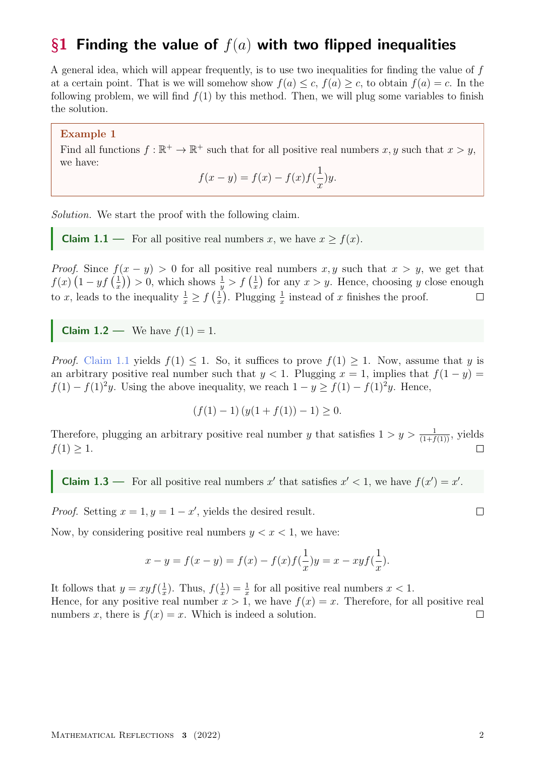## §1 Finding the value of $f(a)$ with two flipped inequalities

A general idea, which will appear frequently, is to use two inequalities for finding the value of $f$ at a certain point. That is we will somehow show $f(a) \leq c$, $f(a) \geq c$, to obtain $f(a) = c$. In the following problem, we will find $f(1)$ by this method. Then, we will plug some variables to finish the solution.

**Example 1**

Find all functions $f : \mathbb{R}^+ \to \mathbb{R}^+$ such that for all positive real numbers $x, y$ such that $x > y$, we have:

$$f(x - y) = f(x) - f(x)f(\frac{1}{x})y.$$

*Solution.* We start the proof with the following claim.

**Claim 1.1** — For all positive real numbers $x$, we have $x \geq f(x)$.

*Proof.* Since $f(x - y) > 0$ for all positive real numbers $x, y$ such that $x > y$, we get that $f(x)\left(1 - yf\left(\frac{1}{x}\right)\right) > 0$, which shows $\frac{1}{y} > f\left(\frac{1}{x}\right)$ for any $x > y$. Hence, choosing $y$ close enough to $x$, leads to the inequality $\frac{1}{x} \geq f\left(\frac{1}{x}\right)$. Plugging $\frac{1}{x}$ instead of $x$ finishes the proof. □

**Claim 1.2** — We have $f(1) = 1$.

*Proof.* Claim 1.1 yields $f(1) \leq 1$. So, it suffices to prove $f(1) \geq 1$. Now, assume that $y$ is an arbitrary positive real number such that $y < 1$. Plugging $x = 1$, implies that $f(1 - y) = f(1) - f(1)^2 y$. Using the above inequality, we reach $1 - y \geq f(1) - f(1)^2 y$. Hence,

$$\left(f(1) - 1\right)\left(y(1 + f(1)) - 1\right) \geq 0.$$

Therefore, plugging an arbitrary positive real number $y$ that satisfies $1 > y > \frac{1}{(1+f(1))}$, yields $f(1) \geq 1$. □

**Claim 1.3** — For all positive real numbers $x'$ that satisfies $x' < 1$, we have $f(x') = x'$.

*Proof.* Setting $x = 1, y = 1 - x'$, yields the desired result. □

Now, by considering positive real numbers $y < x < 1$, we have:

$$x - y = f(x - y) = f(x) - f(x)f(\frac{1}{x})y = x - xyf(\frac{1}{x}).$$

It follows that $y = xyf(\frac{1}{x})$. Thus, $f(\frac{1}{x}) = \frac{1}{x}$ for all positive real numbers $x < 1$.
Hence, for any positive real number $x > 1$, we have $f(x) = x$. Therefore, for all positive real numbers $x$, there is $f(x) = x$. Which is indeed a solution. □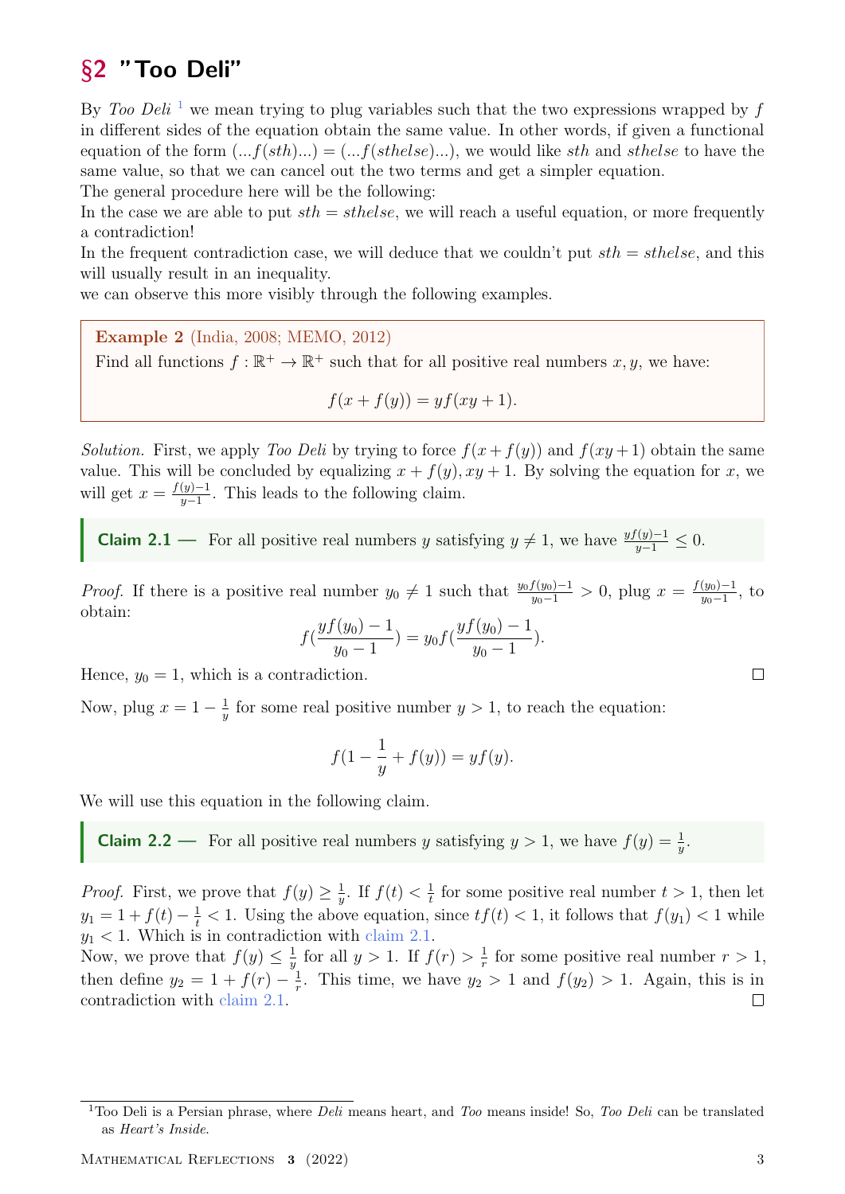# §2 "Too Deli"

By *Too Deli* [1] we mean trying to plug variables such that the two expressions wrapped by $f$ in different sides of the equation obtain the same value. In other words, if given a functional equation of the form $(...f(sth)...) = (...f(sthelse)...)$, we would like $sth$ and $sthelse$ to have the same value, so that we can cancel out the two terms and get a simpler equation.
The general procedure here will be the following:
In the case we are able to put $sth = sthelse$, we will reach a useful equation, or more frequently a contradiction!
In the frequent contradiction case, we will deduce that we couldn't put $sth = sthelse$, and this will usually result in an inequality.
we can observe this more visibly through the following examples.

**Example 2** (India, 2008; MEMO, 2012)
Find all functions $f : \mathbb{R}^+ \to \mathbb{R}^+$ such that for all positive real numbers $x, y$, we have:

$$f(x + f(y)) = yf(xy + 1).$$

*Solution.* First, we apply *Too Deli* by trying to force $f(x+f(y))$ and $f(xy+1)$ obtain the same value. This will be concluded by equalizing $x + f(y), xy + 1$. By solving the equation for $x$, we will get $x = \frac{f(y)-1}{y-1}$. This leads to the following claim.

**Claim 2.1 —** For all positive real numbers $y$ satisfying $y \neq 1$, we have $\frac{yf(y)-1}{y-1} \leq 0$.

*Proof.* If there is a positive real number $y_0 \neq 1$ such that $\frac{y_0 f(y_0)-1}{y_0-1} > 0$, plug $x = \frac{f(y_0)-1}{y_0-1}$, to obtain:

$$f(\frac{yf(y_0)-1}{y_0-1}) = y_0 f(\frac{yf(y_0)-1}{y_0-1}).$$

Hence, $y_0 = 1$, which is a contradiction. □

Now, plug $x = 1 - \frac{1}{y}$ for some real positive number $y > 1$, to reach the equation:

$$f(1 - \frac{1}{y} + f(y)) = yf(y).$$

We will use this equation in the following claim.

**Claim 2.2 —** For all positive real numbers $y$ satisfying $y > 1$, we have $f(y) = \frac{1}{y}$.

*Proof.* First, we prove that $f(y) \geq \frac{1}{y}$. If $f(t) < \frac{1}{t}$ for some positive real number $t > 1$, then let $y_1 = 1 + f(t) - \frac{1}{t} < 1$. Using the above equation, since $tf(t) < 1$, it follows that $f(y_1) < 1$ while $y_1 < 1$. Which is in contradiction with claim 2.1.
Now, we prove that $f(y) \leq \frac{1}{y}$ for all $y > 1$. If $f(r) > \frac{1}{r}$ for some positive real number $r > 1$, then define $y_2 = 1 + f(r) - \frac{1}{r}$. This time, we have $y_2 > 1$ and $f(y_2) > 1$. Again, this is in contradiction with claim 2.1. □

[1] Too Deli is a Persian phrase, where *Deli* means heart, and *Too* means inside! So, *Too Deli* can be translated as *Heart's Inside*.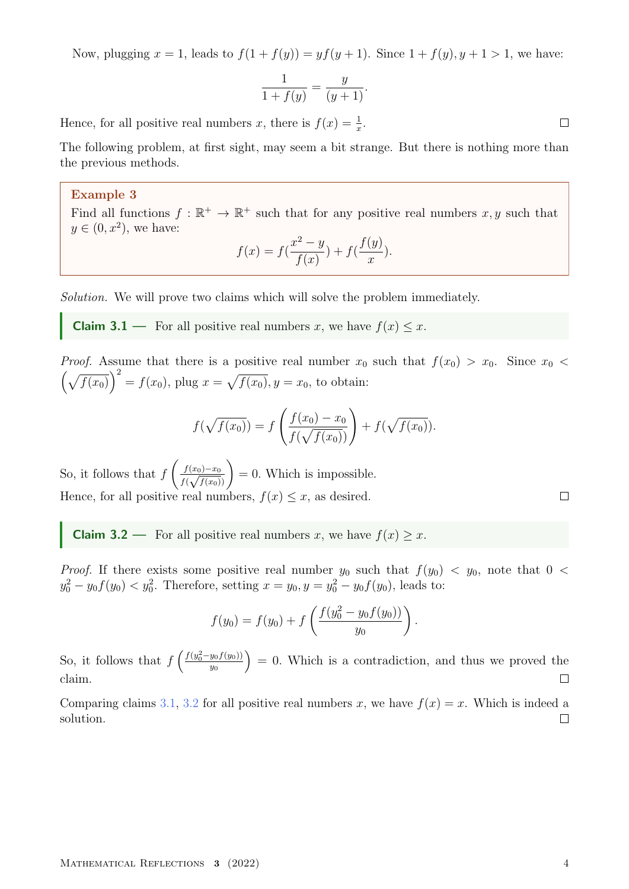Now, plugging $x = 1$, leads to $f(1 + f(y)) = yf(y + 1)$. Since $1 + f(y), y + 1 > 1$, we have:

$$\frac{1}{1 + f(y)} = \frac{y}{(y + 1)}.$$

Hence, for all positive real numbers $x$, there is $f(x) = \frac{1}{x}$. ☐

The following problem, at first sight, may seem a bit strange. But there is nothing more than the previous methods.

> **Example 3**
> Find all functions $f : \mathbb{R}^+ \to \mathbb{R}^+$ such that for any positive real numbers $x, y$ such that $y \in (0, x^2)$, we have:
>
> $$f(x) = f(\frac{x^2 - y}{f(x)}) + f(\frac{f(y)}{x}).$$

*Solution.* We will prove two claims which will solve the problem immediately.

**Claim 3.1 —** For all positive real numbers $x$, we have $f(x) \leq x$.

*Proof.* Assume that there is a positive real number $x_0$ such that $f(x_0) > x_0$. Since $x_0 < \left(\sqrt{f(x_0)}\right)^2 = f(x_0)$, plug $x = \sqrt{f(x_0)}, y = x_0$, to obtain:

$$f(\sqrt{f(x_0)}) = f\left(\frac{f(x_0) - x_0}{f(\sqrt{f(x_0)})}\right) + f(\sqrt{f(x_0)}).$$

So, it follows that $f\left(\frac{f(x_0)-x_0}{f(\sqrt{f(x_0)})}\right) = 0$. Which is impossible.
Hence, for all positive real numbers, $f(x) \leq x$, as desired. ☐

**Claim 3.2 —** For all positive real numbers $x$, we have $f(x) \geq x$.

*Proof.* If there exists some positive real number $y_0$ such that $f(y_0) < y_0$, note that $0 < y_0^2 - y_0 f(y_0) < y_0^2$. Therefore, setting $x = y_0, y = y_0^2 - y_0 f(y_0)$, leads to:

$$f(y_0) = f(y_0) + f\left(\frac{f(y_0^2 - y_0 f(y_0))}{y_0}\right).$$

So, it follows that $f\left(\frac{f(y_0^2 - y_0 f(y_0))}{y_0}\right) = 0$. Which is a contradiction, and thus we proved the claim. ☐

Comparing claims 3.1, 3.2 for all positive real numbers $x$, we have $f(x) = x$. Which is indeed a solution. ☐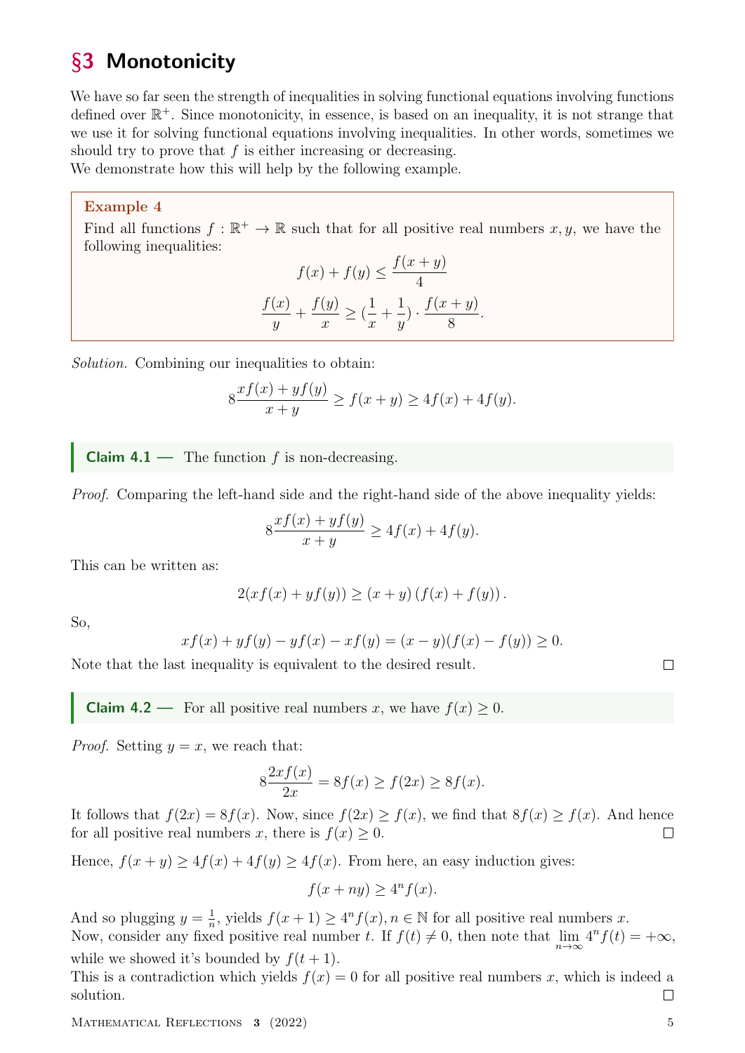## §3 Monotonicity

We have so far seen the strength of inequalities in solving functional equations involving functions defined over $\mathbb{R}^+$. Since monotonicity, in essence, is based on an inequality, it is not strange that we use it for solving functional equations involving inequalities. In other words, sometimes we should try to prove that $f$ is either increasing or decreasing.
We demonstrate how this will help by the following example.

**Example 4**

Find all functions $f : \mathbb{R}^+ \to \mathbb{R}$ such that for all positive real numbers $x, y$, we have the following inequalities:

$$f(x) + f(y) \leq \frac{f(x+y)}{4}$$

$$\frac{f(x)}{y} + \frac{f(y)}{x} \geq (\frac{1}{x} + \frac{1}{y}) \cdot \frac{f(x+y)}{8}.$$

*Solution.* Combining our inequalities to obtain:

$$8\frac{xf(x) + yf(y)}{x+y} \geq f(x+y) \geq 4f(x) + 4f(y).$$

**Claim 4.1 —** The function $f$ is non-decreasing.

*Proof.* Comparing the left-hand side and the right-hand side of the above inequality yields:

$$8\frac{xf(x) + yf(y)}{x+y} \geq 4f(x) + 4f(y).$$

This can be written as:

$$2(xf(x) + yf(y)) \geq (x+y)\left(f(x) + f(y)\right).$$

So,

$$xf(x) + yf(y) - yf(x) - xf(y) = (x-y)(f(x) - f(y)) \geq 0.$$

Note that the last inequality is equivalent to the desired result. □

**Claim 4.2 —** For all positive real numbers $x$, we have $f(x) \geq 0$.

*Proof.* Setting $y = x$, we reach that:

$$8\frac{2xf(x)}{2x} = 8f(x) \geq f(2x) \geq 8f(x).$$

It follows that $f(2x) = 8f(x)$. Now, since $f(2x) \geq f(x)$, we find that $8f(x) \geq f(x)$. And hence for all positive real numbers $x$, there is $f(x) \geq 0$. □

Hence, $f(x+y) \geq 4f(x) + 4f(y) \geq 4f(x)$. From here, an easy induction gives:

$$f(x+ny) \geq 4^n f(x).$$

And so plugging $y = \frac{1}{n}$, yields $f(x+1) \geq 4^n f(x), n \in \mathbb{N}$ for all positive real numbers $x$.
Now, consider any fixed positive real number $t$. If $f(t) \neq 0$, then note that $\lim_{n\to\infty} 4^n f(t) = +\infty$, while we showed it's bounded by $f(t+1)$.
This is a contradiction which yields $f(x) = 0$ for all positive real numbers $x$, which is indeed a solution. □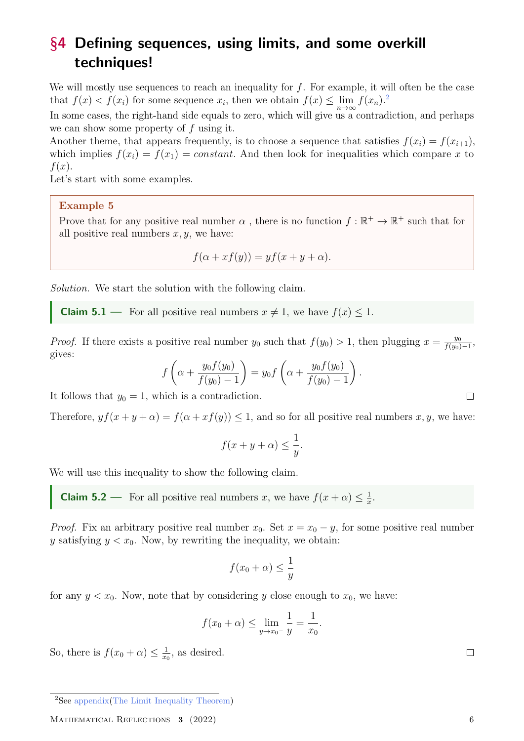# §4 Defining sequences, using limits, and some overkill techniques!

We will mostly use sequences to reach an inequality for $f$. For example, it will often be the case that $f(x) < f(x_i)$ for some sequence $x_i$, then we obtain $f(x) \leq \lim_{n\to\infty} f(x_n)$.[2]
In some cases, the right-hand side equals to zero, which will give us a contradiction, and perhaps we can show some property of $f$ using it.
Another theme, that appears frequently, is to choose a sequence that satisfies $f(x_i) = f(x_{i+1})$, which implies $f(x_i) = f(x_1) = constant$. And then look for inequalities which compare $x$ to $f(x)$.
Let's start with some examples.

**Example 5**

Prove that for any positive real number $\alpha$ , there is no function $f : \mathbb{R}^+ \to \mathbb{R}^+$ such that for all positive real numbers $x, y$, we have:

$$f(\alpha + xf(y)) = yf(x + y + \alpha).$$

*Solution.* We start the solution with the following claim.

**Claim 5.1 —** For all positive real numbers $x \neq 1$, we have $f(x) \leq 1$.

*Proof.* If there exists a positive real number $y_0$ such that $f(y_0) > 1$, then plugging $x = \frac{y_0}{f(y_0)-1}$, gives:

$$f\left(\alpha + \frac{y_0 f(y_0)}{f(y_0) - 1}\right) = y_0 f\left(\alpha + \frac{y_0 f(y_0)}{f(y_0) - 1}\right).$$

It follows that $y_0 = 1$, which is a contradiction. □

Therefore, $yf(x + y + \alpha) = f(\alpha + xf(y)) \leq 1$, and so for all positive real numbers $x, y$, we have:

$$f(x + y + \alpha) \leq \frac{1}{y}.$$

We will use this inequality to show the following claim.

**Claim 5.2 —** For all positive real numbers $x$, we have $f(x + \alpha) \leq \frac{1}{x}$.

*Proof.* Fix an arbitrary positive real number $x_0$. Set $x = x_0 - y$, for some positive real number $y$ satisfying $y < x_0$. Now, by rewriting the inequality, we obtain:

$$f(x_0 + \alpha) \leq \frac{1}{y}$$

for any $y < x_0$. Now, note that by considering $y$ close enough to $x_0$, we have:

$$f(x_0 + \alpha) \leq \lim_{y\to x_0^-} \frac{1}{y} = \frac{1}{x_0}.$$

So, there is $f(x_0 + \alpha) \leq \frac{1}{x_0}$, as desired. □

[2] See appendix(The Limit Inequality Theorem)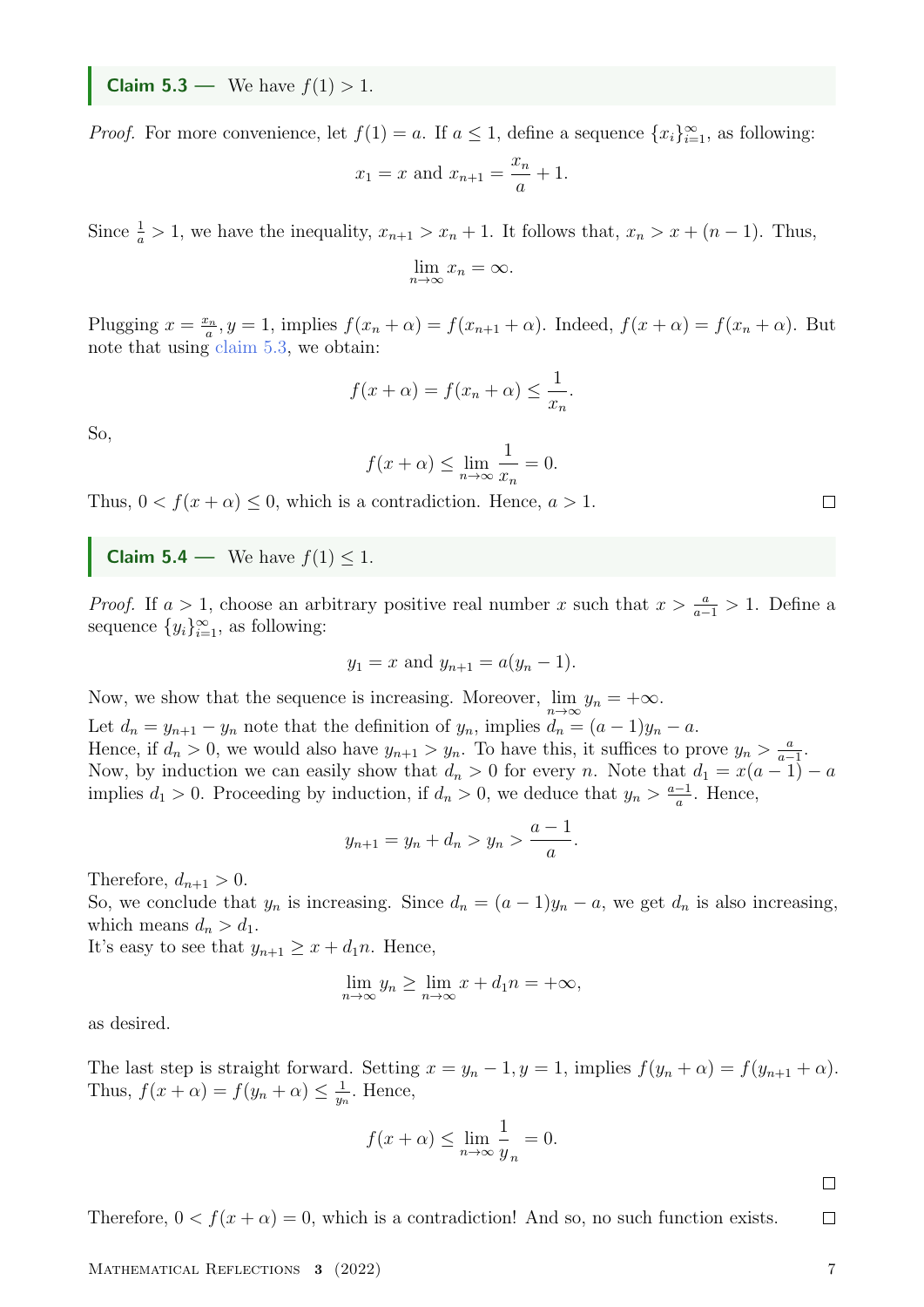**Claim 5.3 —** We have $f(1) > 1$.

*Proof.* For more convenience, let $f(1) = a$. If $a \leq 1$, define a sequence $\{x_i\}_{i=1}^{\infty}$, as following:

$$x_1 = x \text{ and } x_{n+1} = \frac{x_n}{a} + 1.$$

Since $\frac{1}{a} > 1$, we have the inequality, $x_{n+1} > x_n + 1$. It follows that, $x_n > x + (n-1)$. Thus,

$$\lim_{n\to\infty} x_n = \infty.$$

Plugging $x = \frac{x_n}{a}, y = 1$, implies $f(x_n + \alpha) = f(x_{n+1} + \alpha)$. Indeed, $f(x + \alpha) = f(x_n + \alpha)$. But note that using claim 5.3, we obtain:

$$f(x + \alpha) = f(x_n + \alpha) \leq \frac{1}{x_n}.$$

So,

$$f(x + \alpha) \leq \lim_{n\to\infty} \frac{1}{x_n} = 0.$$

Thus, $0 < f(x + \alpha) \leq 0$, which is a contradiction. Hence, $a > 1$. □

**Claim 5.4 —** We have $f(1) \leq 1$.

*Proof.* If $a > 1$, choose an arbitrary positive real number $x$ such that $x > \frac{a}{a-1} > 1$. Define a sequence $\{y_i\}_{i=1}^{\infty}$, as following:

$$y_1 = x \text{ and } y_{n+1} = a(y_n - 1).$$

Now, we show that the sequence is increasing. Moreover, $\lim\limits_{n\to\infty} y_n = +\infty$.
Let $d_n = y_{n+1} - y_n$ note that the definition of $y_n$, implies $d_n = (a-1)y_n - a$.
Hence, if $d_n > 0$, we would also have $y_{n+1} > y_n$. To have this, it suffices to prove $y_n > \frac{a}{a-1}$.
Now, by induction we can easily show that $d_n > 0$ for every $n$. Note that $d_1 = x(a-1) - a$ implies $d_1 > 0$. Proceeding by induction, if $d_n > 0$, we deduce that $y_n > \frac{a-1}{a}$. Hence,

$$y_{n+1} = y_n + d_n > y_n > \frac{a-1}{a}.$$

Therefore, $d_{n+1} > 0$.
So, we conclude that $y_n$ is increasing. Since $d_n = (a-1)y_n - a$, we get $d_n$ is also increasing, which means $d_n > d_1$.
It's easy to see that $y_{n+1} \geq x + d_1 n$. Hence,

$$\lim_{n\to\infty} y_n \geq \lim_{n\to\infty} x + d_1 n = +\infty,$$

as desired.

The last step is straight forward. Setting $x = y_n - 1, y = 1$, implies $f(y_n + \alpha) = f(y_{n+1} + \alpha)$. Thus, $f(x + \alpha) = f(y_n + \alpha) \leq \frac{1}{y_n}$. Hence,

$$f(x + \alpha) \leq \lim_{n\to\infty} \frac{1}{y_n} = 0.$$

□

Therefore, $0 < f(x + \alpha) = 0$, which is a contradiction! And so, no such function exists. □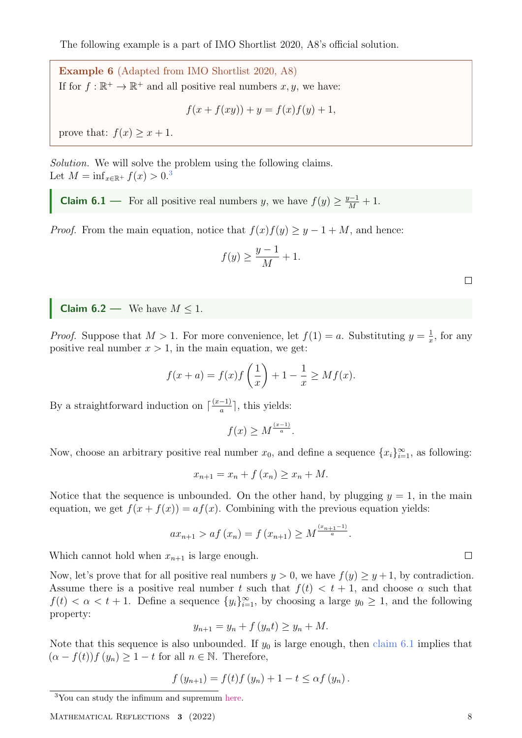The following example is a part of IMO Shortlist 2020, A8's official solution.

**Example 6** (Adapted from IMO Shortlist 2020, A8)
If for $f : \mathbb{R}^+ \to \mathbb{R}^+$ and all positive real numbers $x, y$, we have:

$$f(x + f(xy)) + y = f(x)f(y) + 1,$$

prove that: $f(x) \geq x + 1$.

*Solution.* We will solve the problem using the following claims.
Let $M = \inf_{x \in \mathbb{R}^+} f(x) > 0$.[3]

**Claim 6.1** — For all positive real numbers $y$, we have $f(y) \geq \frac{y-1}{M} + 1$.

*Proof.* From the main equation, notice that $f(x)f(y) \geq y - 1 + M$, and hence:

$$f(y) \geq \frac{y-1}{M} + 1.$$

□

**Claim 6.2** — We have $M \leq 1$.

*Proof.* Suppose that $M > 1$. For more convenience, let $f(1) = a$. Substituting $y = \frac{1}{x}$, for any positive real number $x > 1$, in the main equation, we get:

$$f(x + a) = f(x)f\left(\frac{1}{x}\right) + 1 - \frac{1}{x} \geq Mf(x).$$

By a straightforward induction on $\lceil \frac{(x-1)}{a} \rceil$, this yields:

$$f(x) \geq M^{\frac{(x-1)}{a}}.$$

Now, choose an arbitrary positive real number $x_0$, and define a sequence $\{x_i\}_{i=1}^{\infty}$, as following:

$$x_{n+1} = x_n + f(x_n) \geq x_n + M.$$

Notice that the sequence is unbounded. On the other hand, by plugging $y = 1$, in the main equation, we get $f(x + f(x)) = af(x)$. Combining with the previous equation yields:

$$ax_{n+1} > af(x_n) = f(x_{n+1}) \geq M^{\frac{(x_{n+1}-1)}{a}}.$$

Which cannot hold when $x_{n+1}$ is large enough.

□

Now, let's prove that for all positive real numbers $y > 0$, we have $f(y) \geq y + 1$, by contradiction. Assume there is a positive real number $t$ such that $f(t) < t + 1$, and choose $\alpha$ such that $f(t) < \alpha < t + 1$. Define a sequence $\{y_i\}_{i=1}^{\infty}$, by choosing a large $y_0 \geq 1$, and the following property:

$$y_{n+1} = y_n + f(y_n t) \geq y_n + M.$$

Note that this sequence is also unbounded. If $y_0$ is large enough, then claim 6.1 implies that $(\alpha - f(t))f(y_n) \geq 1 - t$ for all $n \in \mathbb{N}$. Therefore,

$$f(y_{n+1}) = f(t)f(y_n) + 1 - t \leq \alpha f(y_n).$$

[3] You can study the infimum and supremum here.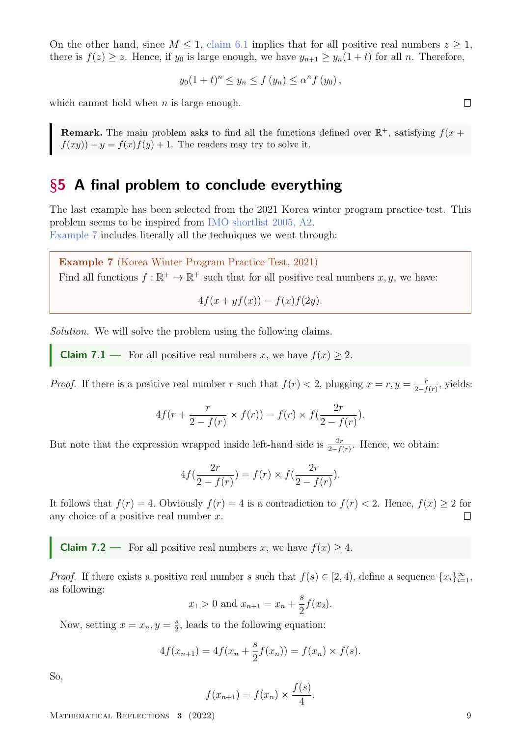On the other hand, since $M \leq 1$, claim 6.1 implies that for all positive real numbers $z \geq 1$, there is $f(z) \geq z$. Hence, if $y_0$ is large enough, we have $y_{n+1} \geq y_n(1+t)$ for all $n$. Therefore,

$$y_0(1+t)^n \leq y_n \leq f(y_n) \leq \alpha^n f(y_0),$$

which cannot hold when $n$ is large enough. □

> **Remark.** The main problem asks to find all the functions defined over $\mathbb{R}^+$, satisfying $f(x + f(xy)) + y = f(x)f(y) + 1$. The readers may try to solve it.

## §5 A final problem to conclude everything

The last example has been selected from the 2021 Korea winter program practice test. This problem seems to be inspired from IMO shortlist 2005, A2.
Example 7 includes literally all the techniques we went through:

> **Example 7** (Korea Winter Program Practice Test, 2021)
> Find all functions $f : \mathbb{R}^+ \to \mathbb{R}^+$ such that for all positive real numbers $x, y$, we have:
>
> $$4f(x + yf(x)) = f(x)f(2y).$$

*Solution.* We will solve the problem using the following claims.

> **Claim 7.1 —** For all positive real numbers $x$, we have $f(x) \geq 2$.

*Proof.* If there is a positive real number $r$ such that $f(r) < 2$, plugging $x = r, y = \frac{r}{2-f(r)}$, yields:

$$4f(r + \frac{r}{2-f(r)} \times f(r)) = f(r) \times f(\frac{2r}{2-f(r)}).$$

But note that the expression wrapped inside left-hand side is $\frac{2r}{2-f(r)}$. Hence, we obtain:

$$4f(\frac{2r}{2-f(r)}) = f(r) \times f(\frac{2r}{2-f(r)}).$$

It follows that $f(r) = 4$. Obviously $f(r) = 4$ is a contradiction to $f(r) < 2$. Hence, $f(x) \geq 2$ for any choice of a positive real number $x$. □

> **Claim 7.2 —** For all positive real numbers $x$, we have $f(x) \geq 4$.

*Proof.* If there exists a positive real number $s$ such that $f(s) \in [2, 4)$, define a sequence $\{x_i\}_{i=1}^{\infty}$, as following:

$$x_1 > 0 \text{ and } x_{n+1} = x_n + \frac{s}{2}f(x_2).$$

Now, setting $x = x_n, y = \frac{s}{2}$, leads to the following equation:

$$4f(x_{n+1}) = 4f(x_n + \frac{s}{2}f(x_n)) = f(x_n) \times f(s).$$

So,

$$f(x_{n+1}) = f(x_n) \times \frac{f(s)}{4}.$$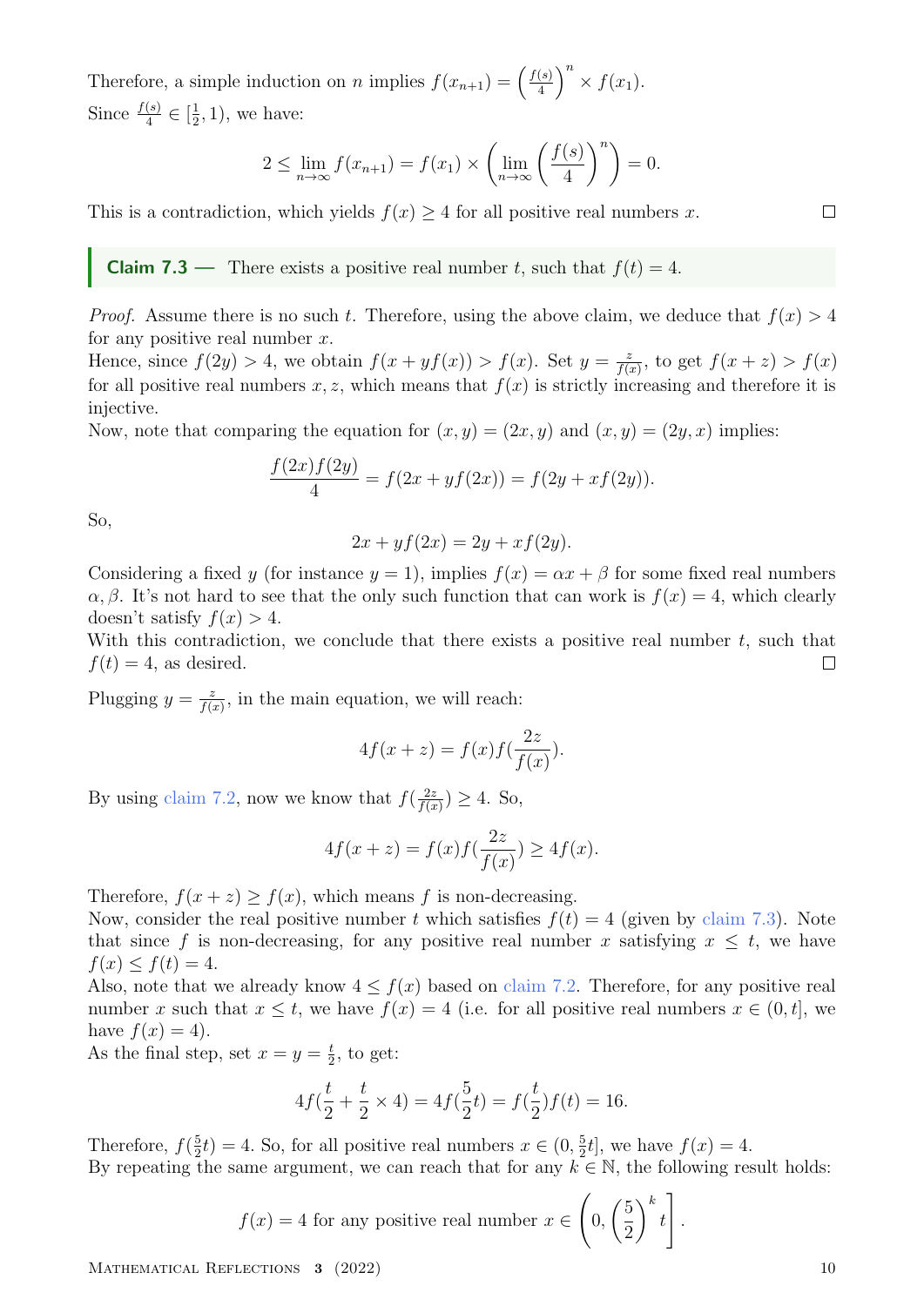Therefore, a simple induction on $n$ implies $f(x_{n+1}) = \left(\frac{f(s)}{4}\right)^n \times f(x_1)$.

Since $\frac{f(s)}{4} \in [\frac{1}{2}, 1)$, we have:

$$2 \leq \lim_{n\to\infty} f(x_{n+1}) = f(x_1) \times \left(\lim_{n\to\infty} \left(\frac{f(s)}{4}\right)^n\right) = 0.$$

This is a contradiction, which yields $f(x) \geq 4$ for all positive real numbers $x$. □

**Claim 7.3 —** There exists a positive real number $t$, such that $f(t) = 4$.

*Proof.* Assume there is no such $t$. Therefore, using the above claim, we deduce that $f(x) > 4$ for any positive real number $x$.

Hence, since $f(2y) > 4$, we obtain $f(x + yf(x)) > f(x)$. Set $y = \frac{z}{f(x)}$, to get $f(x + z) > f(x)$ for all positive real numbers $x, z$, which means that $f(x)$ is strictly increasing and therefore it is injective.

Now, note that comparing the equation for $(x, y) = (2x, y)$ and $(x, y) = (2y, x)$ implies:

$$\frac{f(2x)f(2y)}{4} = f(2x + yf(2x)) = f(2y + xf(2y)).$$

So,

$$2x + yf(2x) = 2y + xf(2y).$$

Considering a fixed $y$ (for instance $y = 1$), implies $f(x) = \alpha x + \beta$ for some fixed real numbers $\alpha, \beta$. It's not hard to see that the only such function that can work is $f(x) = 4$, which clearly doesn't satisfy $f(x) > 4$.

With this contradiction, we conclude that there exists a positive real number $t$, such that $f(t) = 4$, as desired. □

Plugging $y = \frac{z}{f(x)}$, in the main equation, we will reach:

$$4f(x + z) = f(x)f(\frac{2z}{f(x)}).$$

By using claim 7.2, now we know that $f(\frac{2z}{f(x)}) \geq 4$. So,

$$4f(x + z) = f(x)f(\frac{2z}{f(x)}) \geq 4f(x).$$

Therefore, $f(x + z) \geq f(x)$, which means $f$ is non-decreasing.

Now, consider the real positive number $t$ which satisfies $f(t) = 4$ (given by claim 7.3). Note that since $f$ is non-decreasing, for any positive real number $x$ satisfying $x \leq t$, we have $f(x) \leq f(t) = 4$.

Also, note that we already know $4 \leq f(x)$ based on claim 7.2. Therefore, for any positive real number $x$ such that $x \leq t$, we have $f(x) = 4$ (i.e. for all positive real numbers $x \in (0, t]$, we have $f(x) = 4$).

As the final step, set $x = y = \frac{t}{2}$, to get:

$$4f(\frac{t}{2} + \frac{t}{2} \times 4) = 4f(\frac{5}{2}t) = f(\frac{t}{2})f(t) = 16.$$

Therefore, $f(\frac{5}{2}t) = 4$. So, for all positive real numbers $x \in (0, \frac{5}{2}t]$, we have $f(x) = 4$.

By repeating the same argument, we can reach that for any $k \in \mathbb{N}$, the following result holds:

$$f(x) = 4 \text{ for any positive real number } x \in \left(0, \left(\frac{5}{2}\right)^k t\right].$$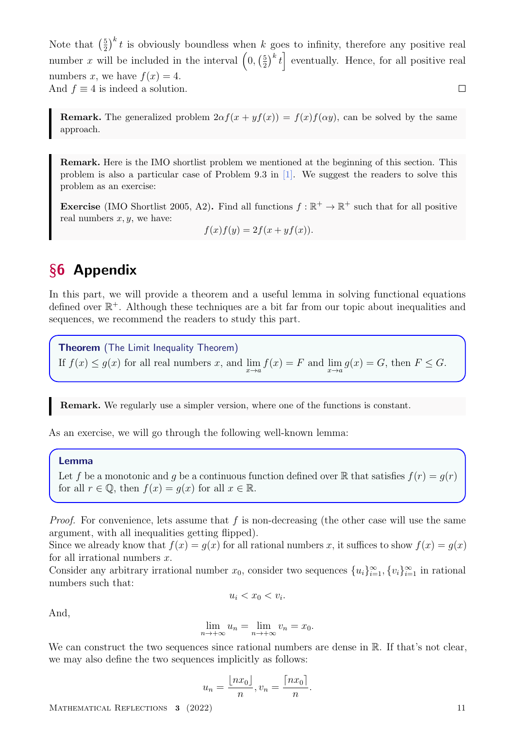Note that $\left(\frac{5}{2}\right)^k t$ is obviously boundless when $k$ goes to infinity, therefore any positive real number $x$ will be included in the interval $\left(0, \left(\frac{5}{2}\right)^k t\right]$ eventually. Hence, for all positive real numbers $x$, we have $f(x) = 4$.
And $f \equiv 4$ is indeed a solution. □

> **Remark.** The generalized problem $2\alpha f(x + yf(x)) = f(x)f(\alpha y)$, can be solved by the same approach.

> **Remark.** Here is the IMO shortlist problem we mentioned at the beginning of this section. This problem is also a particular case of Problem 9.3 in [1]. We suggest the readers to solve this problem as an exercise:
>
> **Exercise** (IMO Shortlist 2005, A2)**.** Find all functions $f : \mathbb{R}^+ \to \mathbb{R}^+$ such that for all positive real numbers $x, y$, we have:
> $$f(x)f(y) = 2f(x + yf(x)).$$

# §6 Appendix

In this part, we will provide a theorem and a useful lemma in solving functional equations defined over $\mathbb{R}^+$. Although these techniques are a bit far from our topic about inequalities and sequences, we recommend the readers to study this part.

**Theorem** (The Limit Inequality Theorem)
If $f(x) \le g(x)$ for all real numbers $x$, and $\lim_{x\to a} f(x) = F$ and $\lim_{x\to a} g(x) = G$, then $F \le G$.

> **Remark.** We regularly use a simpler version, where one of the functions is constant.

As an exercise, we will go through the following well-known lemma:

**Lemma**
Let $f$ be a monotonic and $g$ be a continuous function defined over $\mathbb{R}$ that satisfies $f(r) = g(r)$ for all $r \in \mathbb{Q}$, then $f(x) = g(x)$ for all $x \in \mathbb{R}$.

*Proof.* For convenience, lets assume that $f$ is non-decreasing (the other case will use the same argument, with all inequalities getting flipped).
Since we already know that $f(x) = g(x)$ for all rational numbers $x$, it suffices to show $f(x) = g(x)$ for all irrational numbers $x$.
Consider any arbitrary irrational number $x_0$, consider two sequences $\{u_i\}_{i=1}^{\infty}, \{v_i\}_{i=1}^{\infty}$ in rational numbers such that:

$$u_i < x_0 < v_i.$$

And,

$$\lim_{n\to+\infty} u_n = \lim_{n\to+\infty} v_n = x_0.$$

We can construct the two sequences since rational numbers are dense in $\mathbb{R}$. If that's not clear, we may also define the two sequences implicitly as follows:

$$u_n = \frac{\lfloor nx_0 \rfloor}{n}, v_n = \frac{\lceil nx_0 \rceil}{n}.$$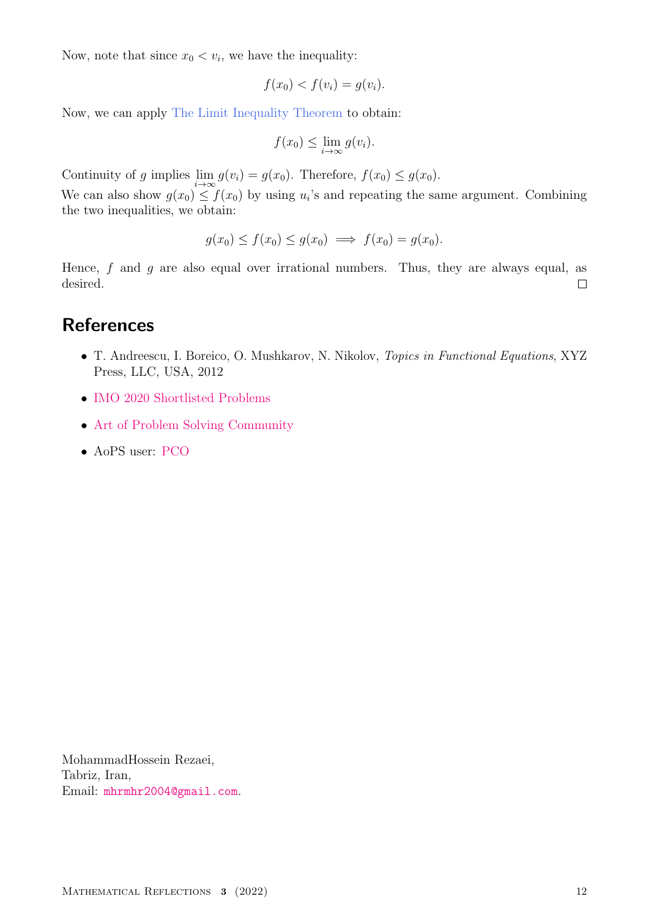Now, note that since $x_0 < v_i$, we have the inequality:

$$f(x_0) < f(v_i) = g(v_i).$$

Now, we can apply The Limit Inequality Theorem to obtain:

$$f(x_0) \leq \lim_{i \to \infty} g(v_i).$$

Continuity of $g$ implies $\lim_{i \to \infty} g(v_i) = g(x_0)$. Therefore, $f(x_0) \leq g(x_0)$.
We can also show $g(x_0) \leq f(x_0)$ by using $u_i$'s and repeating the same argument. Combining the two inequalities, we obtain:

$$g(x_0) \leq f(x_0) \leq g(x_0) \implies f(x_0) = g(x_0).$$

Hence, $f$ and $g$ are also equal over irrational numbers. Thus, they are always equal, as desired. □

## References

- T. Andreescu, I. Boreico, O. Mushkarov, N. Nikolov, *Topics in Functional Equations*, XYZ Press, LLC, USA, 2012
- IMO 2020 Shortlisted Problems
- Art of Problem Solving Community
- AoPS user: PCO

MohammadHossein Rezaei,
Tabriz, Iran,
Email: mhrmhr2004@gmail.com.